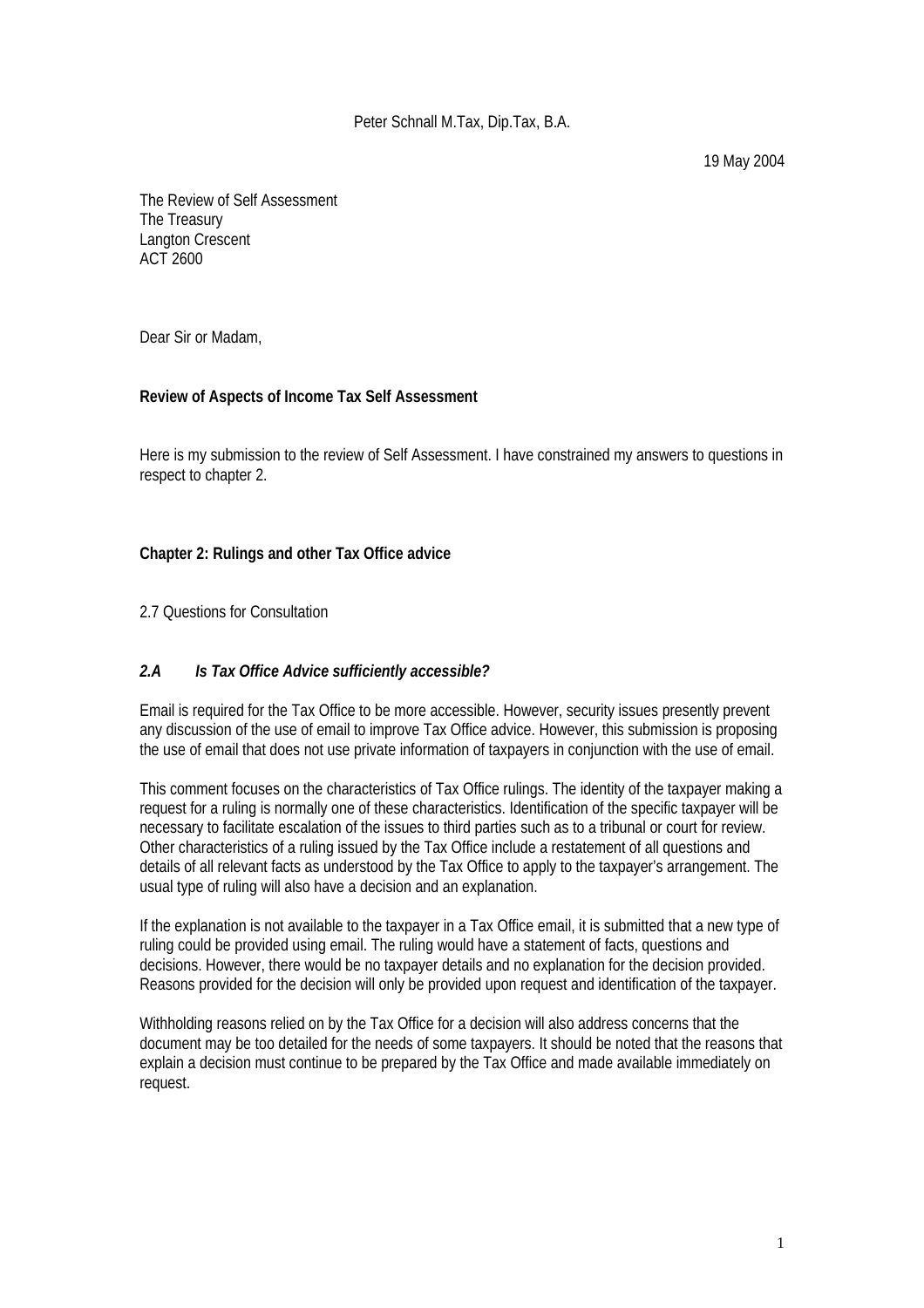Peter Schnall M.Tax, Dip.Tax, B.A.

19 May 2004

The Review of Self Assessment
The Treasury
Langton Crescent
ACT 2600

Dear Sir or Madam,

**Review of Aspects of Income Tax Self Assessment**

Here is my submission to the review of Self Assessment. I have constrained my answers to questions in respect to chapter 2.

**Chapter 2: Rulings and other Tax Office advice**

2.7 Questions for Consultation

***2.A Is Tax Office Advice sufficiently accessible?***

Email is required for the Tax Office to be more accessible. However, security issues presently prevent any discussion of the use of email to improve Tax Office advice. However, this submission is proposing the use of email that does not use private information of taxpayers in conjunction with the use of email.

This comment focuses on the characteristics of Tax Office rulings. The identity of the taxpayer making a request for a ruling is normally one of these characteristics. Identification of the specific taxpayer will be necessary to facilitate escalation of the issues to third parties such as to a tribunal or court for review. Other characteristics of a ruling issued by the Tax Office include a restatement of all questions and details of all relevant facts as understood by the Tax Office to apply to the taxpayer's arrangement. The usual type of ruling will also have a decision and an explanation.

If the explanation is not available to the taxpayer in a Tax Office email, it is submitted that a new type of ruling could be provided using email. The ruling would have a statement of facts, questions and decisions. However, there would be no taxpayer details and no explanation for the decision provided. Reasons provided for the decision will only be provided upon request and identification of the taxpayer.

Withholding reasons relied on by the Tax Office for a decision will also address concerns that the document may be too detailed for the needs of some taxpayers. It should be noted that the reasons that explain a decision must continue to be prepared by the Tax Office and made available immediately on request.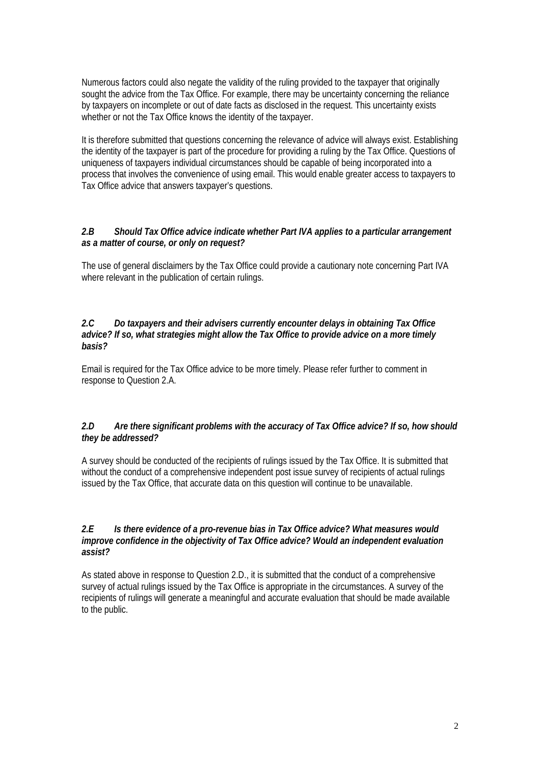Numerous factors could also negate the validity of the ruling provided to the taxpayer that originally sought the advice from the Tax Office. For example, there may be uncertainty concerning the reliance by taxpayers on incomplete or out of date facts as disclosed in the request. This uncertainty exists whether or not the Tax Office knows the identity of the taxpayer.

It is therefore submitted that questions concerning the relevance of advice will always exist. Establishing the identity of the taxpayer is part of the procedure for providing a ruling by the Tax Office. Questions of uniqueness of taxpayers individual circumstances should be capable of being incorporated into a process that involves the convenience of using email. This would enable greater access to taxpayers to Tax Office advice that answers taxpayer's questions.

***2.B Should Tax Office advice indicate whether Part IVA applies to a particular arrangement as a matter of course, or only on request?***

The use of general disclaimers by the Tax Office could provide a cautionary note concerning Part IVA where relevant in the publication of certain rulings.

***2.C Do taxpayers and their advisers currently encounter delays in obtaining Tax Office advice? If so, what strategies might allow the Tax Office to provide advice on a more timely basis?***

Email is required for the Tax Office advice to be more timely. Please refer further to comment in response to Question 2.A.

***2.D Are there significant problems with the accuracy of Tax Office advice? If so, how should they be addressed?***

A survey should be conducted of the recipients of rulings issued by the Tax Office. It is submitted that without the conduct of a comprehensive independent post issue survey of recipients of actual rulings issued by the Tax Office, that accurate data on this question will continue to be unavailable.

***2.E Is there evidence of a pro-revenue bias in Tax Office advice? What measures would improve confidence in the objectivity of Tax Office advice? Would an independent evaluation assist?***

As stated above in response to Question 2.D., it is submitted that the conduct of a comprehensive survey of actual rulings issued by the Tax Office is appropriate in the circumstances. A survey of the recipients of rulings will generate a meaningful and accurate evaluation that should be made available to the public.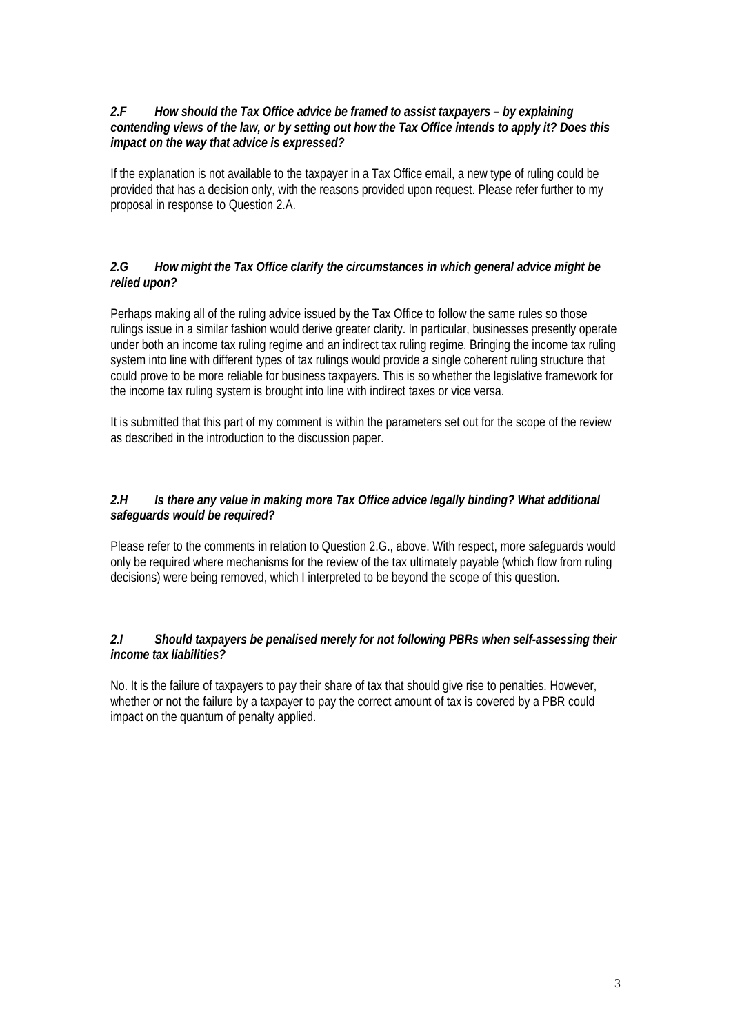***2.F How should the Tax Office advice be framed to assist taxpayers – by explaining contending views of the law, or by setting out how the Tax Office intends to apply it? Does this impact on the way that advice is expressed?***

If the explanation is not available to the taxpayer in a Tax Office email, a new type of ruling could be provided that has a decision only, with the reasons provided upon request. Please refer further to my proposal in response to Question 2.A.

***2.G How might the Tax Office clarify the circumstances in which general advice might be relied upon?***

Perhaps making all of the ruling advice issued by the Tax Office to follow the same rules so those rulings issue in a similar fashion would derive greater clarity. In particular, businesses presently operate under both an income tax ruling regime and an indirect tax ruling regime. Bringing the income tax ruling system into line with different types of tax rulings would provide a single coherent ruling structure that could prove to be more reliable for business taxpayers. This is so whether the legislative framework for the income tax ruling system is brought into line with indirect taxes or vice versa.

It is submitted that this part of my comment is within the parameters set out for the scope of the review as described in the introduction to the discussion paper.

***2.H Is there any value in making more Tax Office advice legally binding? What additional safeguards would be required?***

Please refer to the comments in relation to Question 2.G., above. With respect, more safeguards would only be required where mechanisms for the review of the tax ultimately payable (which flow from ruling decisions) were being removed, which I interpreted to be beyond the scope of this question.

***2.I Should taxpayers be penalised merely for not following PBRs when self-assessing their income tax liabilities?***

No. It is the failure of taxpayers to pay their share of tax that should give rise to penalties. However, whether or not the failure by a taxpayer to pay the correct amount of tax is covered by a PBR could impact on the quantum of penalty applied.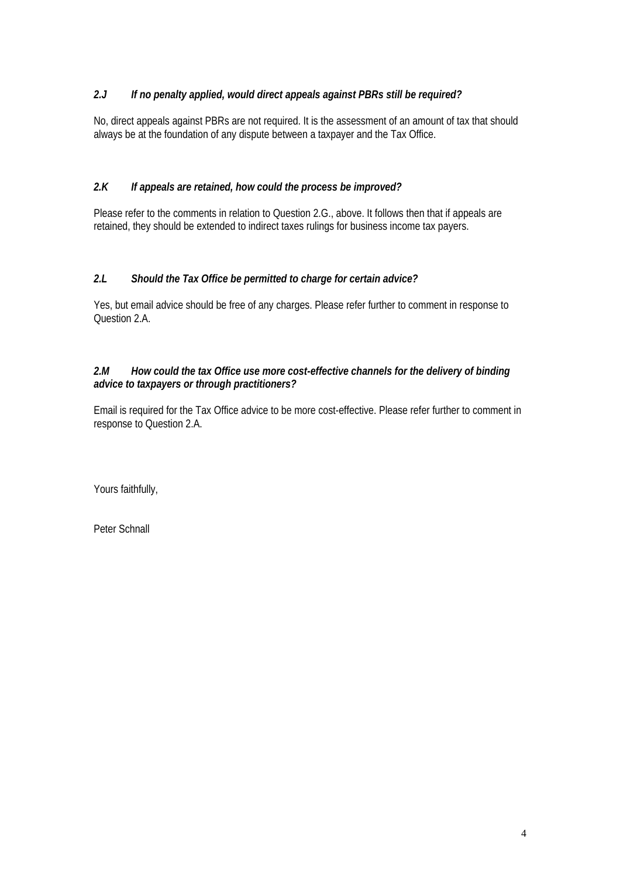***2.J If no penalty applied, would direct appeals against PBRs still be required?***

No, direct appeals against PBRs are not required. It is the assessment of an amount of tax that should always be at the foundation of any dispute between a taxpayer and the Tax Office.

***2.K If appeals are retained, how could the process be improved?***

Please refer to the comments in relation to Question 2.G., above. It follows then that if appeals are retained, they should be extended to indirect taxes rulings for business income tax payers.

***2.L Should the Tax Office be permitted to charge for certain advice?***

Yes, but email advice should be free of any charges. Please refer further to comment in response to Question 2.A.

***2.M How could the tax Office use more cost-effective channels for the delivery of binding advice to taxpayers or through practitioners?***

Email is required for the Tax Office advice to be more cost-effective. Please refer further to comment in response to Question 2.A.

Yours faithfully,

Peter Schnall